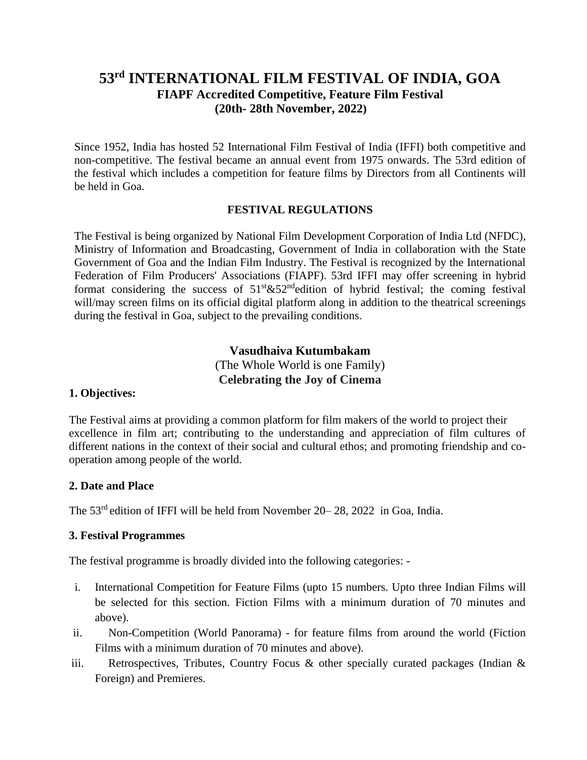# 53rd INTERNATIONAL FILM FESTIVAL OF INDIA, GOA

**FIAPF Accredited Competitive, Feature Film Festival**
**(20th- 28th November, 2022)**

Since 1952, India has hosted 52 International Film Festival of India (IFFI) both competitive and non-competitive. The festival became an annual event from 1975 onwards. The 53rd edition of the festival which includes a competition for feature films by Directors from all Continents will be held in Goa.

## FESTIVAL REGULATIONS

The Festival is being organized by National Film Development Corporation of India Ltd (NFDC), Ministry of Information and Broadcasting, Government of India in collaboration with the State Government of Goa and the Indian Film Industry. The Festival is recognized by the International Federation of Film Producers' Associations (FIAPF). 53rd IFFI may offer screening in hybrid format considering the success of 51st&52ndedition of hybrid festival; the coming festival will/may screen films on its official digital platform along in addition to the theatrical screenings during the festival in Goa, subject to the prevailing conditions.

**Vasudhaiva Kutumbakam**
(The Whole World is one Family)
**Celebrating the Joy of Cinema**

### 1. Objectives:

The Festival aims at providing a common platform for film makers of the world to project their excellence in film art; contributing to the understanding and appreciation of film cultures of different nations in the context of their social and cultural ethos; and promoting friendship and co-operation among people of the world.

### 2. Date and Place

The 53rd edition of IFFI will be held from November 20– 28, 2022 in Goa, India.

### 3. Festival Programmes

The festival programme is broadly divided into the following categories: -

i. International Competition for Feature Films (upto 15 numbers. Upto three Indian Films will be selected for this section. Fiction Films with a minimum duration of 70 minutes and above).
ii. Non-Competition (World Panorama) - for feature films from around the world (Fiction Films with a minimum duration of 70 minutes and above).
iii. Retrospectives, Tributes, Country Focus & other specially curated packages (Indian & Foreign) and Premieres.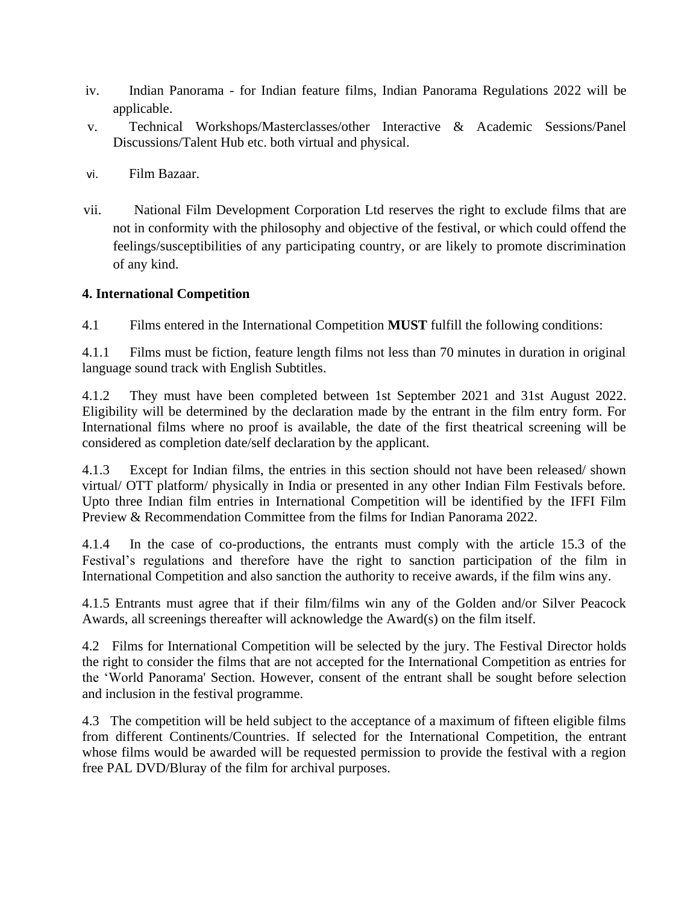iv. Indian Panorama - for Indian feature films, Indian Panorama Regulations 2022 will be applicable.

v. Technical Workshops/Masterclasses/other Interactive & Academic Sessions/Panel Discussions/Talent Hub etc. both virtual and physical.

vi. Film Bazaar.

vii. National Film Development Corporation Ltd reserves the right to exclude films that are not in conformity with the philosophy and objective of the festival, or which could offend the feelings/susceptibilities of any participating country, or are likely to promote discrimination of any kind.

**4. International Competition**

4.1 Films entered in the International Competition **MUST** fulfill the following conditions:

4.1.1 Films must be fiction, feature length films not less than 70 minutes in duration in original language sound track with English Subtitles.

4.1.2 They must have been completed between 1st September 2021 and 31st August 2022. Eligibility will be determined by the declaration made by the entrant in the film entry form. For International films where no proof is available, the date of the first theatrical screening will be considered as completion date/self declaration by the applicant.

4.1.3 Except for Indian films, the entries in this section should not have been released/ shown virtual/ OTT platform/ physically in India or presented in any other Indian Film Festivals before. Upto three Indian film entries in International Competition will be identified by the IFFI Film Preview & Recommendation Committee from the films for Indian Panorama 2022.

4.1.4 In the case of co-productions, the entrants must comply with the article 15.3 of the Festival's regulations and therefore have the right to sanction participation of the film in International Competition and also sanction the authority to receive awards, if the film wins any.

4.1.5 Entrants must agree that if their film/films win any of the Golden and/or Silver Peacock Awards, all screenings thereafter will acknowledge the Award(s) on the film itself.

4.2 Films for International Competition will be selected by the jury. The Festival Director holds the right to consider the films that are not accepted for the International Competition as entries for the 'World Panorama' Section. However, consent of the entrant shall be sought before selection and inclusion in the festival programme.

4.3 The competition will be held subject to the acceptance of a maximum of fifteen eligible films from different Continents/Countries. If selected for the International Competition, the entrant whose films would be awarded will be requested permission to provide the festival with a region free PAL DVD/Bluray of the film for archival purposes.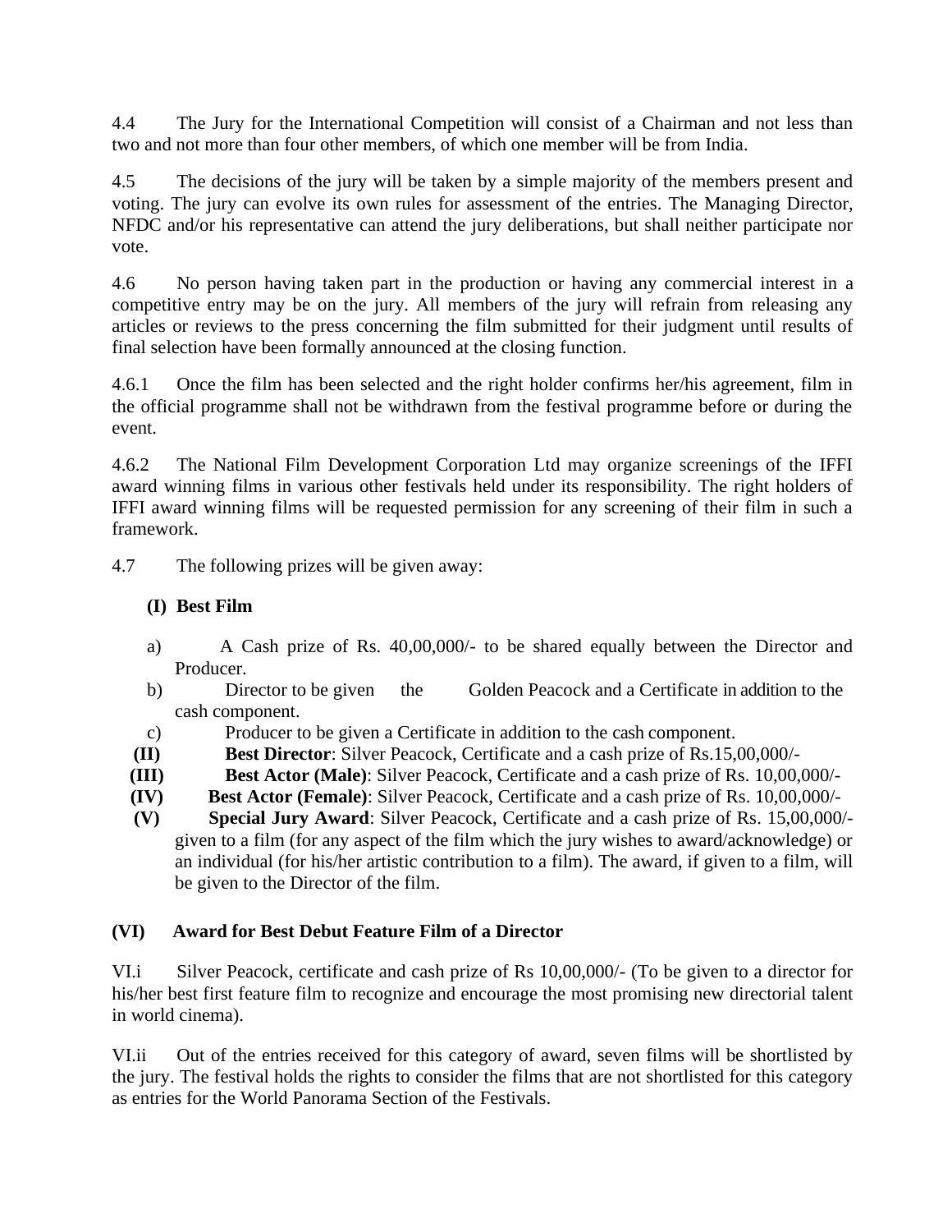4.4 The Jury for the International Competition will consist of a Chairman and not less than two and not more than four other members, of which one member will be from India.

4.5 The decisions of the jury will be taken by a simple majority of the members present and voting. The jury can evolve its own rules for assessment of the entries. The Managing Director, NFDC and/or his representative can attend the jury deliberations, but shall neither participate nor vote.

4.6 No person having taken part in the production or having any commercial interest in a competitive entry may be on the jury. All members of the jury will refrain from releasing any articles or reviews to the press concerning the film submitted for their judgment until results of final selection have been formally announced at the closing function.

4.6.1 Once the film has been selected and the right holder confirms her/his agreement, film in the official programme shall not be withdrawn from the festival programme before or during the event.

4.6.2 The National Film Development Corporation Ltd may organize screenings of the IFFI award winning films in various other festivals held under its responsibility. The right holders of IFFI award winning films will be requested permission for any screening of their film in such a framework.

4.7 The following prizes will be given away:

**(I) Best Film**

a) A Cash prize of Rs. 40,00,000/- to be shared equally between the Director and Producer.

b) Director to be given the Golden Peacock and a Certificate in addition to the cash component.

c) Producer to be given a Certificate in addition to the cash component.

**(II)** **Best Director**: Silver Peacock, Certificate and a cash prize of Rs.15,00,000/-

**(III)** **Best Actor (Male)**: Silver Peacock, Certificate and a cash prize of Rs. 10,00,000/-

**(IV)** **Best Actor (Female)**: Silver Peacock, Certificate and a cash prize of Rs. 10,00,000/-

**(V)** **Special Jury Award**: Silver Peacock, Certificate and a cash prize of Rs. 15,00,000/- given to a film (for any aspect of the film which the jury wishes to award/acknowledge) or an individual (for his/her artistic contribution to a film). The award, if given to a film, will be given to the Director of the film.

**(VI) Award for Best Debut Feature Film of a Director**

VI.i Silver Peacock, certificate and cash prize of Rs 10,00,000/- (To be given to a director for his/her best first feature film to recognize and encourage the most promising new directorial talent in world cinema).

VI.ii Out of the entries received for this category of award, seven films will be shortlisted by the jury. The festival holds the rights to consider the films that are not shortlisted for this category as entries for the World Panorama Section of the Festivals.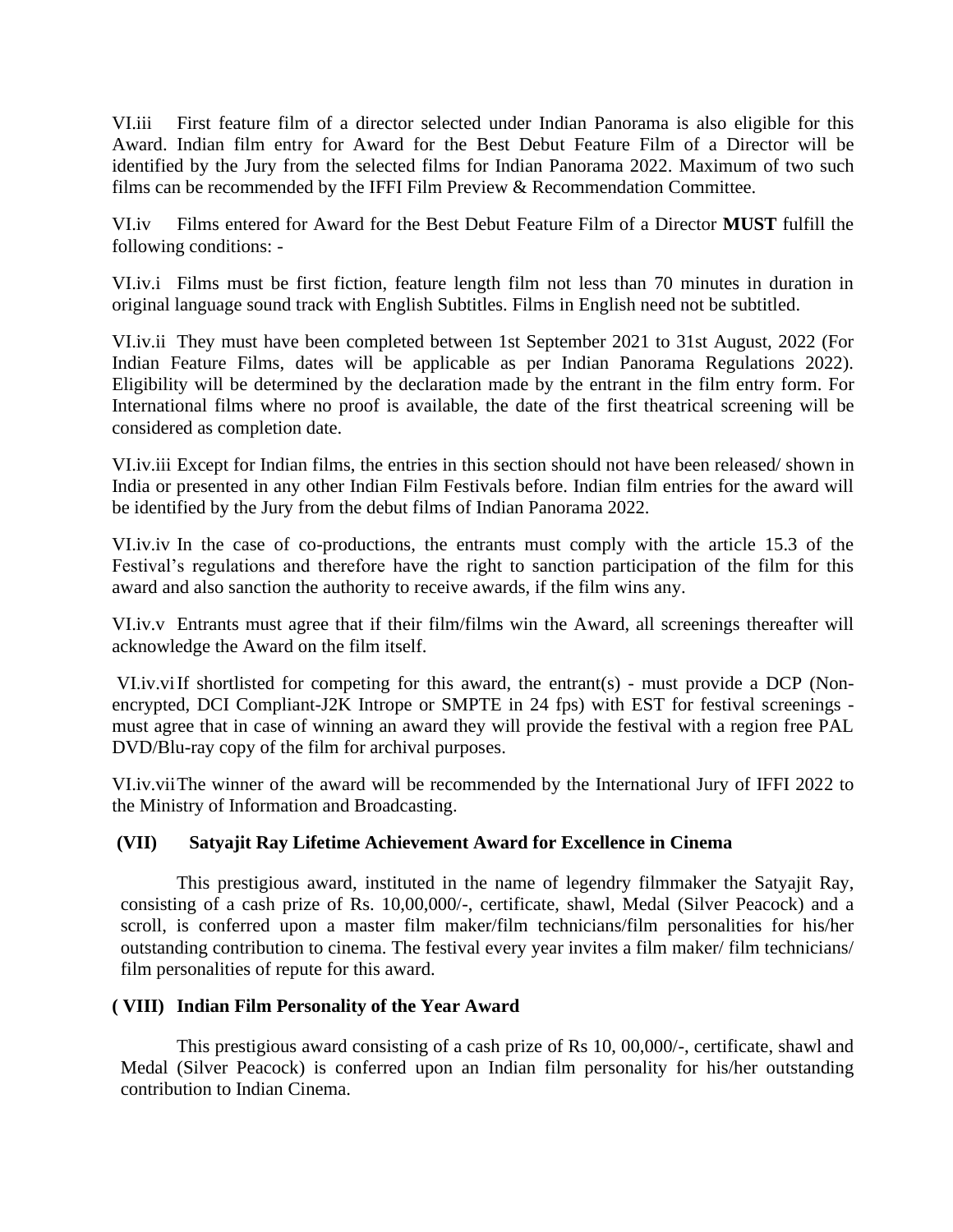VI.iii First feature film of a director selected under Indian Panorama is also eligible for this Award. Indian film entry for Award for the Best Debut Feature Film of a Director will be identified by the Jury from the selected films for Indian Panorama 2022. Maximum of two such films can be recommended by the IFFI Film Preview & Recommendation Committee.

VI.iv Films entered for Award for the Best Debut Feature Film of a Director **MUST** fulfill the following conditions: -

VI.iv.i Films must be first fiction, feature length film not less than 70 minutes in duration in original language sound track with English Subtitles. Films in English need not be subtitled.

VI.iv.ii They must have been completed between 1st September 2021 to 31st August, 2022 (For Indian Feature Films, dates will be applicable as per Indian Panorama Regulations 2022). Eligibility will be determined by the declaration made by the entrant in the film entry form. For International films where no proof is available, the date of the first theatrical screening will be considered as completion date.

VI.iv.iii Except for Indian films, the entries in this section should not have been released/ shown in India or presented in any other Indian Film Festivals before. Indian film entries for the award will be identified by the Jury from the debut films of Indian Panorama 2022.

VI.iv.iv In the case of co-productions, the entrants must comply with the article 15.3 of the Festival's regulations and therefore have the right to sanction participation of the film for this award and also sanction the authority to receive awards, if the film wins any.

VI.iv.v Entrants must agree that if their film/films win the Award, all screenings thereafter will acknowledge the Award on the film itself.

VI.iv.vi If shortlisted for competing for this award, the entrant(s) - must provide a DCP (Non-encrypted, DCI Compliant-J2K Intrope or SMPTE in 24 fps) with EST for festival screenings - must agree that in case of winning an award they will provide the festival with a region free PAL DVD/Blu-ray copy of the film for archival purposes.

VI.iv.vii The winner of the award will be recommended by the International Jury of IFFI 2022 to the Ministry of Information and Broadcasting.

### (VII) Satyajit Ray Lifetime Achievement Award for Excellence in Cinema

This prestigious award, instituted in the name of legendry filmmaker the Satyajit Ray, consisting of a cash prize of Rs. 10,00,000/-, certificate, shawl, Medal (Silver Peacock) and a scroll, is conferred upon a master film maker/film technicians/film personalities for his/her outstanding contribution to cinema. The festival every year invites a film maker/ film technicians/ film personalities of repute for this award.

### ( VIII) Indian Film Personality of the Year Award

This prestigious award consisting of a cash prize of Rs 10, 00,000/-, certificate, shawl and Medal (Silver Peacock) is conferred upon an Indian film personality for his/her outstanding contribution to Indian Cinema.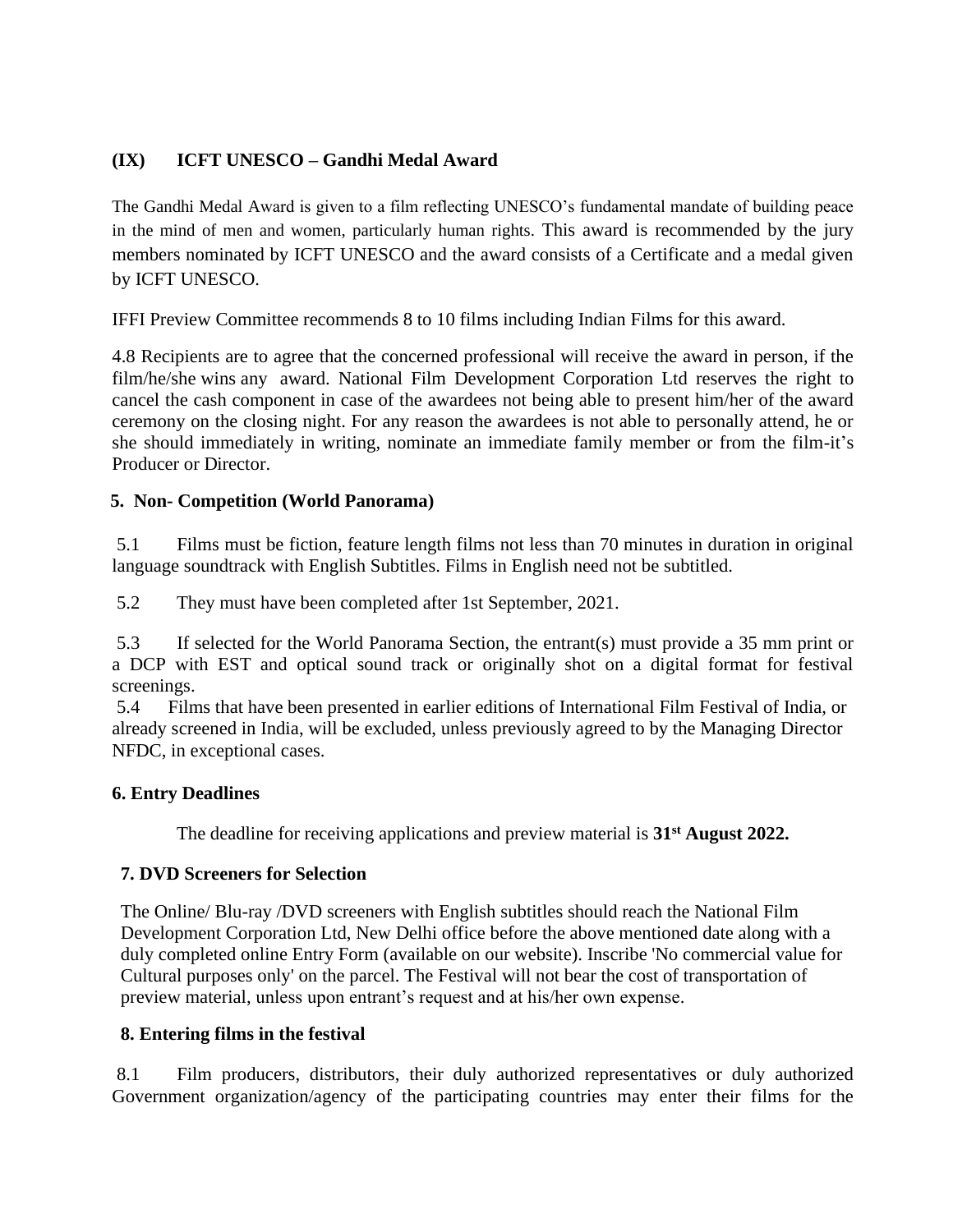### (IX) ICFT UNESCO – Gandhi Medal Award

The Gandhi Medal Award is given to a film reflecting UNESCO's fundamental mandate of building peace in the mind of men and women, particularly human rights. This award is recommended by the jury members nominated by ICFT UNESCO and the award consists of a Certificate and a medal given by ICFT UNESCO.

IFFI Preview Committee recommends 8 to 10 films including Indian Films for this award.

4.8 Recipients are to agree that the concerned professional will receive the award in person, if the film/he/she wins any award. National Film Development Corporation Ltd reserves the right to cancel the cash component in case of the awardees not being able to present him/her of the award ceremony on the closing night. For any reason the awardees is not able to personally attend, he or she should immediately in writing, nominate an immediate family member or from the film-it's Producer or Director.

### 5. Non- Competition (World Panorama)

5.1 Films must be fiction, feature length films not less than 70 minutes in duration in original language soundtrack with English Subtitles. Films in English need not be subtitled.

5.2 They must have been completed after 1st September, 2021.

5.3 If selected for the World Panorama Section, the entrant(s) must provide a 35 mm print or a DCP with EST and optical sound track or originally shot on a digital format for festival screenings.

5.4 Films that have been presented in earlier editions of International Film Festival of India, or already screened in India, will be excluded, unless previously agreed to by the Managing Director NFDC, in exceptional cases.

### 6. Entry Deadlines

The deadline for receiving applications and preview material is **31st August 2022.**

### 7. DVD Screeners for Selection

The Online/ Blu-ray /DVD screeners with English subtitles should reach the National Film Development Corporation Ltd, New Delhi office before the above mentioned date along with a duly completed online Entry Form (available on our website). Inscribe 'No commercial value for Cultural purposes only' on the parcel. The Festival will not bear the cost of transportation of preview material, unless upon entrant's request and at his/her own expense.

### 8. Entering films in the festival

8.1 Film producers, distributors, their duly authorized representatives or duly authorized Government organization/agency of the participating countries may enter their films for the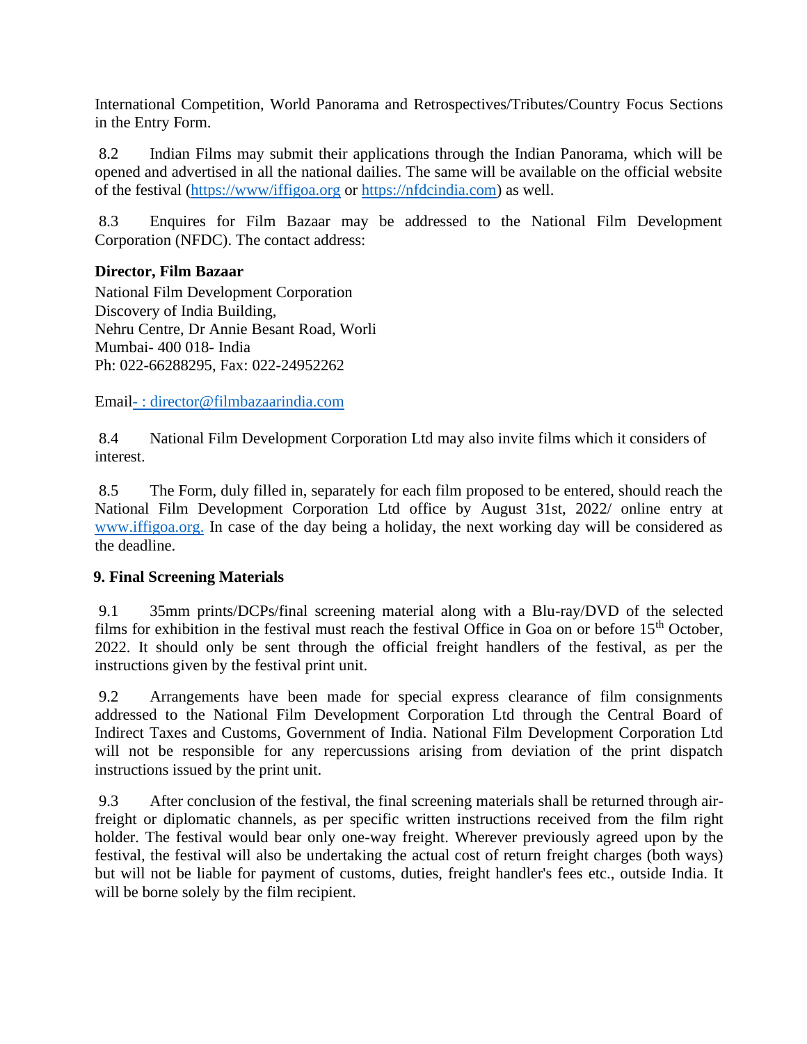International Competition, World Panorama and Retrospectives/Tributes/Country Focus Sections in the Entry Form.

8.2 Indian Films may submit their applications through the Indian Panorama, which will be opened and advertised in all the national dailies. The same will be available on the official website of the festival (https://www/iffigoa.org or https://nfdcindia.com) as well.

8.3 Enquires for Film Bazaar may be addressed to the National Film Development Corporation (NFDC). The contact address:

**Director, Film Bazaar**
National Film Development Corporation
Discovery of India Building,
Nehru Centre, Dr Annie Besant Road, Worli
Mumbai- 400 018- India
Ph: 022-66288295, Fax: 022-24952262

Email- : director@filmbazaarindia.com

8.4 National Film Development Corporation Ltd may also invite films which it considers of interest.

8.5 The Form, duly filled in, separately for each film proposed to be entered, should reach the National Film Development Corporation Ltd office by August 31st, 2022/ online entry at www.iffigoa.org. In case of the day being a holiday, the next working day will be considered as the deadline.

**9. Final Screening Materials**

9.1 35mm prints/DCPs/final screening material along with a Blu-ray/DVD of the selected films for exhibition in the festival must reach the festival Office in Goa on or before 15th October, 2022. It should only be sent through the official freight handlers of the festival, as per the instructions given by the festival print unit.

9.2 Arrangements have been made for special express clearance of film consignments addressed to the National Film Development Corporation Ltd through the Central Board of Indirect Taxes and Customs, Government of India. National Film Development Corporation Ltd will not be responsible for any repercussions arising from deviation of the print dispatch instructions issued by the print unit.

9.3 After conclusion of the festival, the final screening materials shall be returned through air-freight or diplomatic channels, as per specific written instructions received from the film right holder. The festival would bear only one-way freight. Wherever previously agreed upon by the festival, the festival will also be undertaking the actual cost of return freight charges (both ways) but will not be liable for payment of customs, duties, freight handler's fees etc., outside India. It will be borne solely by the film recipient.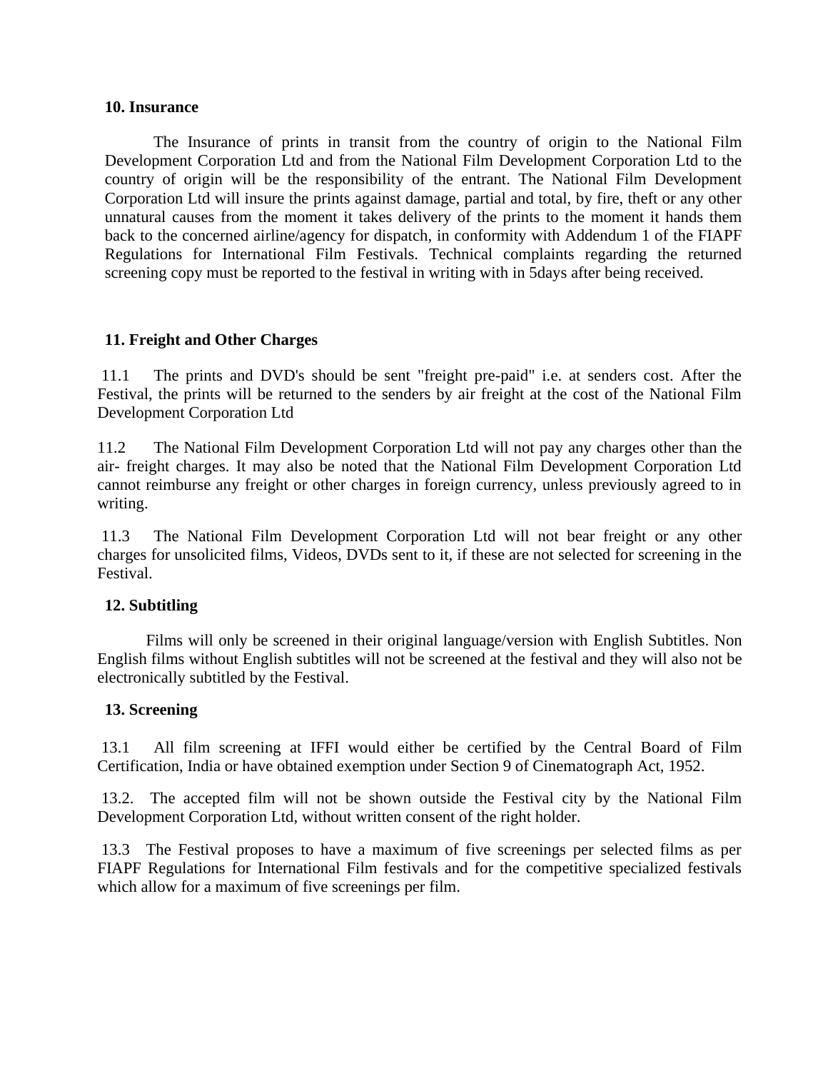**10. Insurance**

The Insurance of prints in transit from the country of origin to the National Film Development Corporation Ltd and from the National Film Development Corporation Ltd to the country of origin will be the responsibility of the entrant. The National Film Development Corporation Ltd will insure the prints against damage, partial and total, by fire, theft or any other unnatural causes from the moment it takes delivery of the prints to the moment it hands them back to the concerned airline/agency for dispatch, in conformity with Addendum 1 of the FIAPF Regulations for International Film Festivals. Technical complaints regarding the returned screening copy must be reported to the festival in writing with in 5days after being received.

**11. Freight and Other Charges**

11.1 The prints and DVD's should be sent "freight pre-paid" i.e. at senders cost. After the Festival, the prints will be returned to the senders by air freight at the cost of the National Film Development Corporation Ltd

11.2 The National Film Development Corporation Ltd will not pay any charges other than the air- freight charges. It may also be noted that the National Film Development Corporation Ltd cannot reimburse any freight or other charges in foreign currency, unless previously agreed to in writing.

11.3 The National Film Development Corporation Ltd will not bear freight or any other charges for unsolicited films, Videos, DVDs sent to it, if these are not selected for screening in the Festival.

**12. Subtitling**

Films will only be screened in their original language/version with English Subtitles. Non English films without English subtitles will not be screened at the festival and they will also not be electronically subtitled by the Festival.

**13. Screening**

13.1 All film screening at IFFI would either be certified by the Central Board of Film Certification, India or have obtained exemption under Section 9 of Cinematograph Act, 1952.

13.2. The accepted film will not be shown outside the Festival city by the National Film Development Corporation Ltd, without written consent of the right holder.

13.3 The Festival proposes to have a maximum of five screenings per selected films as per FIAPF Regulations for International Film festivals and for the competitive specialized festivals which allow for a maximum of five screenings per film.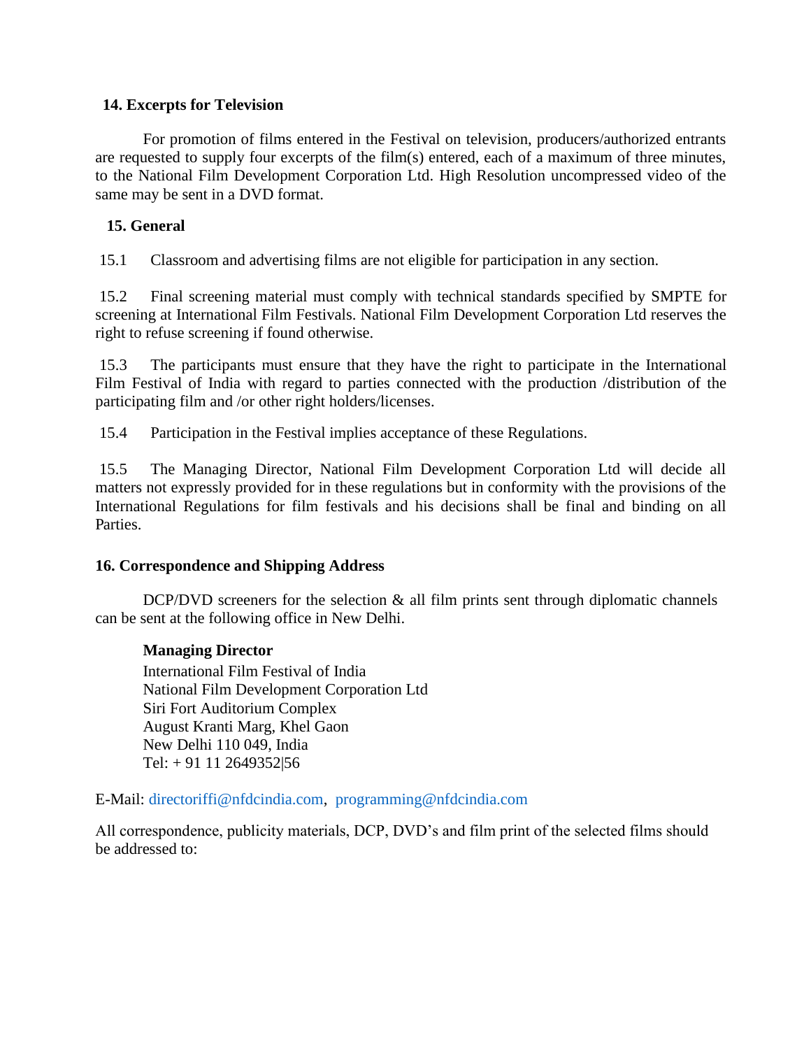## 14. Excerpts for Television

For promotion of films entered in the Festival on television, producers/authorized entrants are requested to supply four excerpts of the film(s) entered, each of a maximum of three minutes, to the National Film Development Corporation Ltd. High Resolution uncompressed video of the same may be sent in a DVD format.

## 15. General

15.1 Classroom and advertising films are not eligible for participation in any section.

15.2 Final screening material must comply with technical standards specified by SMPTE for screening at International Film Festivals. National Film Development Corporation Ltd reserves the right to refuse screening if found otherwise.

15.3 The participants must ensure that they have the right to participate in the International Film Festival of India with regard to parties connected with the production /distribution of the participating film and /or other right holders/licenses.

15.4 Participation in the Festival implies acceptance of these Regulations.

15.5 The Managing Director, National Film Development Corporation Ltd will decide all matters not expressly provided for in these regulations but in conformity with the provisions of the International Regulations for film festivals and his decisions shall be final and binding on all Parties.

## 16. Correspondence and Shipping Address

DCP/DVD screeners for the selection & all film prints sent through diplomatic channels can be sent at the following office in New Delhi.

**Managing Director**
International Film Festival of India
National Film Development Corporation Ltd
Siri Fort Auditorium Complex
August Kranti Marg, Khel Gaon
New Delhi 110 049, India
Tel: + 91 11 2649352|56

E-Mail: directoriffi@nfdcindia.com, programming@nfdcindia.com

All correspondence, publicity materials, DCP, DVD's and film print of the selected films should be addressed to: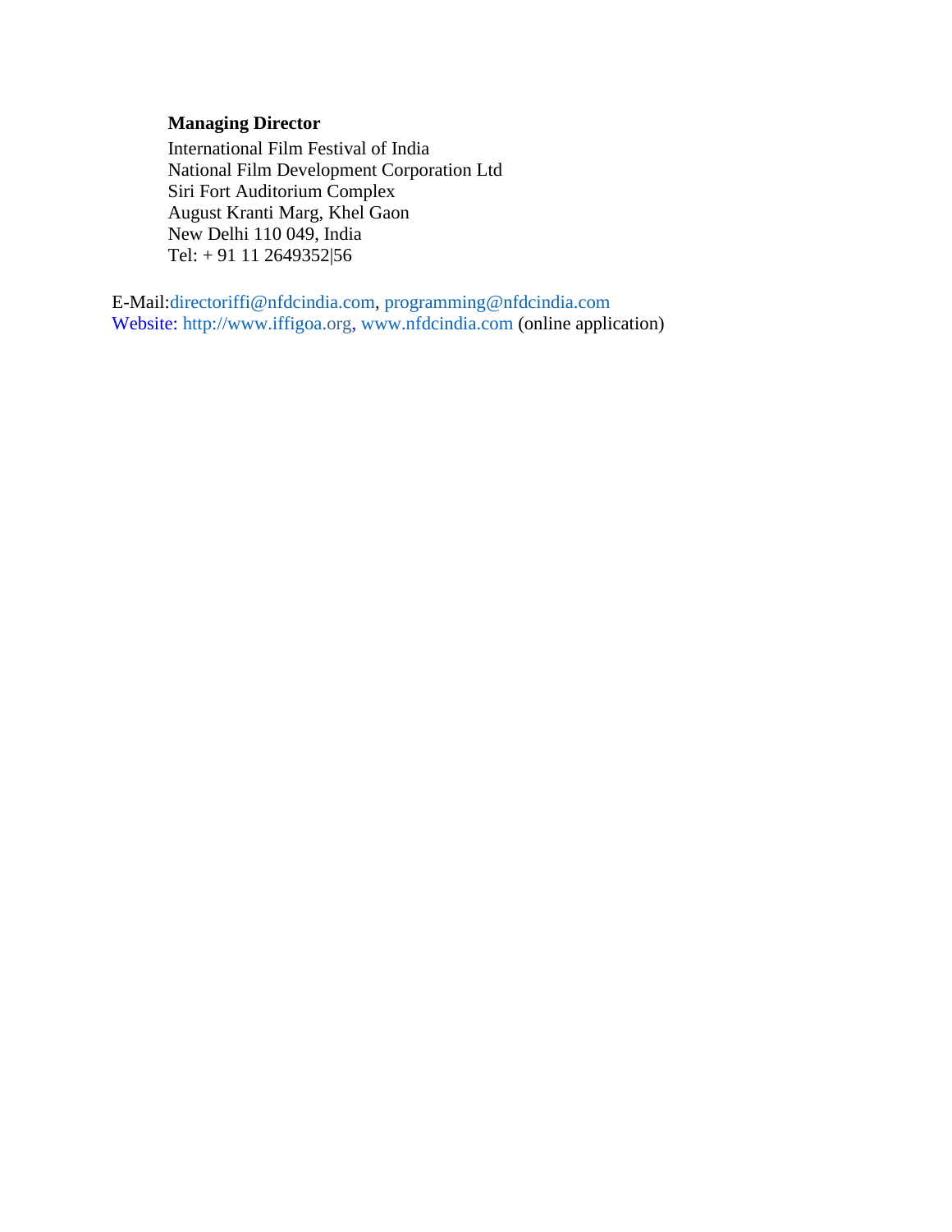**Managing Director**

International Film Festival of India
National Film Development Corporation Ltd
Siri Fort Auditorium Complex
August Kranti Marg, Khel Gaon
New Delhi 110 049, India
Tel: + 91 11 2649352|56

E-Mail:directoriffi@nfdcindia.com, programming@nfdcindia.com
Website: http://www.iffigoa.org, www.nfdcindia.com (online application)